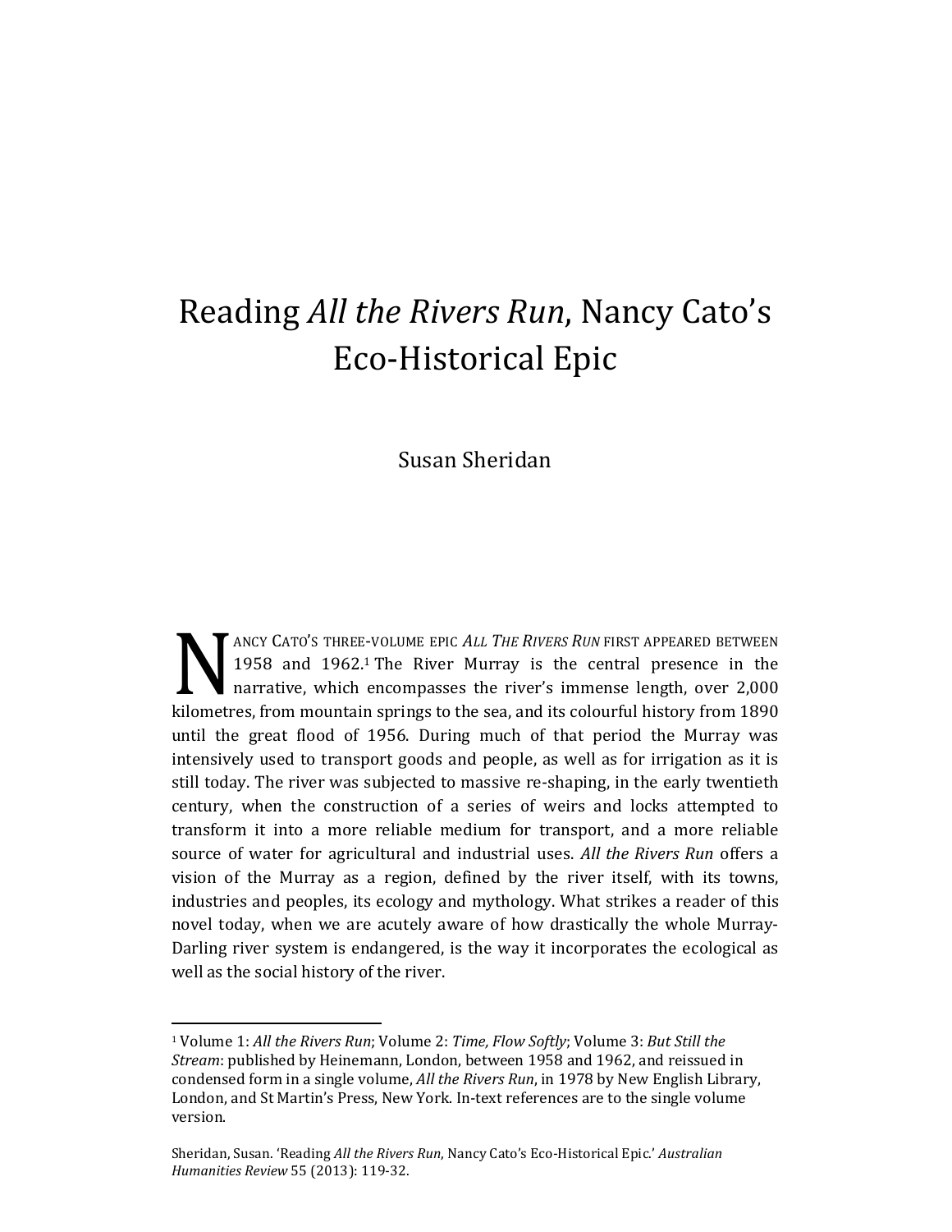# Reading *All the Rivers Run*, Nancy Cato's Eco-Historical Epic

Susan Sheridan

NANCY CATO'S THREE-VOLUME EPIC *ALL THE RIVERS RUN* FIRST APPEARED BETWEEN 1958 and 1962.[1] The River Murray is the central presence in the narrative, which encompasses the river's immense length, over 2,000 kilometres, from mountain springs to the sea, and its colourful history from 1890 until the great flood of 1956. During much of that period the Murray was intensively used to transport goods and people, as well as for irrigation as it is still today. The river was subjected to massive re-shaping, in the early twentieth century, when the construction of a series of weirs and locks attempted to transform it into a more reliable medium for transport, and a more reliable source of water for agricultural and industrial uses. *All the Rivers Run* offers a vision of the Murray as a region, defined by the river itself, with its towns, industries and peoples, its ecology and mythology. What strikes a reader of this novel today, when we are acutely aware of how drastically the whole Murray-Darling river system is endangered, is the way it incorporates the ecological as well as the social history of the river.

---

[1] Volume 1: *All the Rivers Run*; Volume 2: *Time, Flow Softly*; Volume 3: *But Still the Stream*: published by Heinemann, London, between 1958 and 1962, and reissued in condensed form in a single volume, *All the Rivers Run*, in 1978 by New English Library, London, and St Martin's Press, New York. In-text references are to the single volume version.

Sheridan, Susan. 'Reading *All the Rivers Run*, Nancy Cato's Eco-Historical Epic.' *Australian Humanities Review* 55 (2013): 119-32.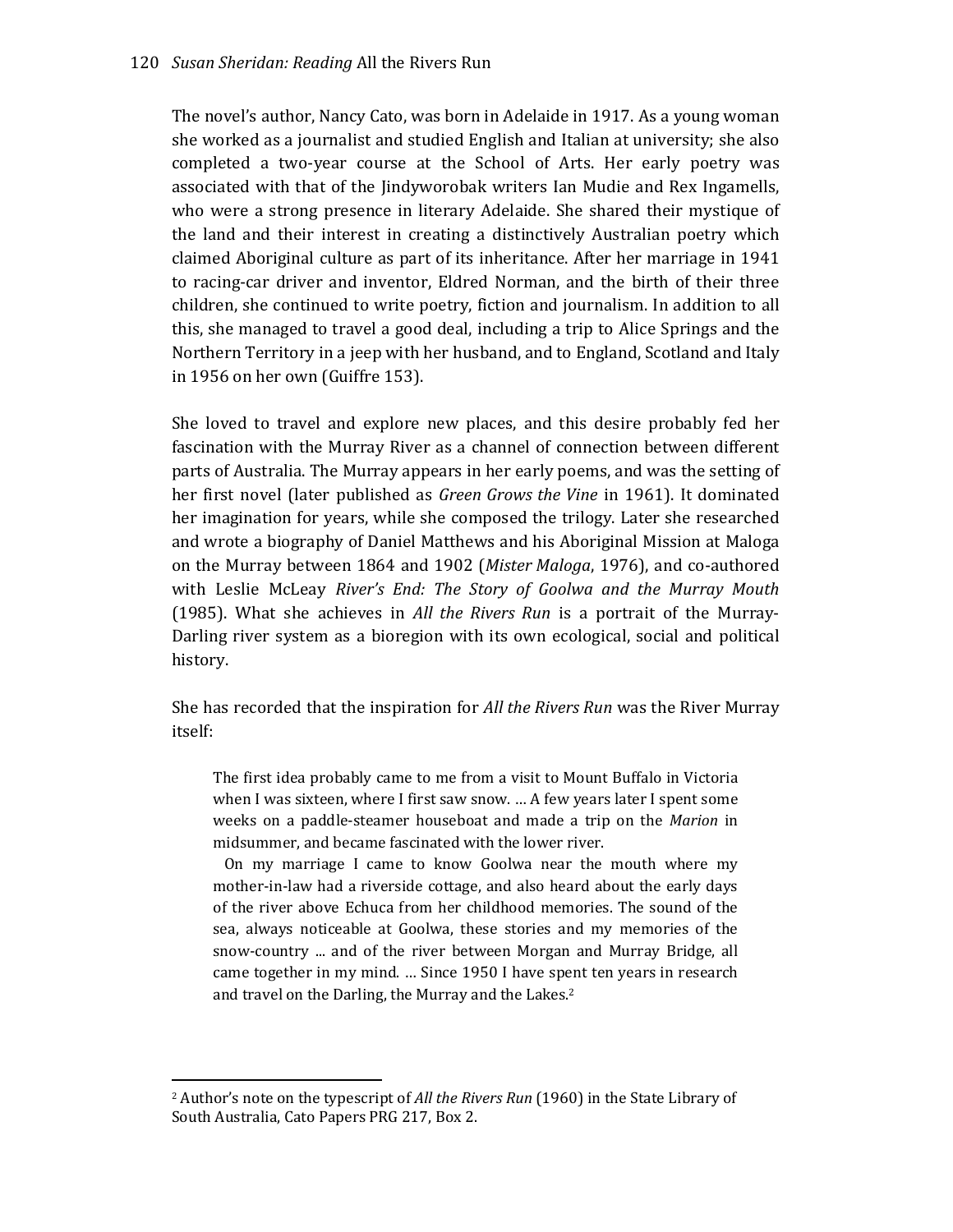The novel's author, Nancy Cato, was born in Adelaide in 1917. As a young woman she worked as a journalist and studied English and Italian at university; she also completed a two-year course at the School of Arts. Her early poetry was associated with that of the Jindyworobak writers Ian Mudie and Rex Ingamells, who were a strong presence in literary Adelaide. She shared their mystique of the land and their interest in creating a distinctively Australian poetry which claimed Aboriginal culture as part of its inheritance. After her marriage in 1941 to racing-car driver and inventor, Eldred Norman, and the birth of their three children, she continued to write poetry, fiction and journalism. In addition to all this, she managed to travel a good deal, including a trip to Alice Springs and the Northern Territory in a jeep with her husband, and to England, Scotland and Italy in 1956 on her own (Guiffre 153).

She loved to travel and explore new places, and this desire probably fed her fascination with the Murray River as a channel of connection between different parts of Australia. The Murray appears in her early poems, and was the setting of her first novel (later published as *Green Grows the Vine* in 1961). It dominated her imagination for years, while she composed the trilogy. Later she researched and wrote a biography of Daniel Matthews and his Aboriginal Mission at Maloga on the Murray between 1864 and 1902 (*Mister Maloga*, 1976), and co-authored with Leslie McLeay *River's End: The Story of Goolwa and the Murray Mouth* (1985). What she achieves in *All the Rivers Run* is a portrait of the Murray-Darling river system as a bioregion with its own ecological, social and political history.

She has recorded that the inspiration for *All the Rivers Run* was the River Murray itself:

> The first idea probably came to me from a visit to Mount Buffalo in Victoria when I was sixteen, where I first saw snow. … A few years later I spent some weeks on a paddle-steamer houseboat and made a trip on the *Marion* in midsummer, and became fascinated with the lower river.
>
> On my marriage I came to know Goolwa near the mouth where my mother-in-law had a riverside cottage, and also heard about the early days of the river above Echuca from her childhood memories. The sound of the sea, always noticeable at Goolwa, these stories and my memories of the snow-country ... and of the river between Morgan and Murray Bridge, all came together in my mind. … Since 1950 I have spent ten years in research and travel on the Darling, the Murray and the Lakes.[2]

---

[2] Author's note on the typescript of *All the Rivers Run* (1960) in the State Library of South Australia, Cato Papers PRG 217, Box 2.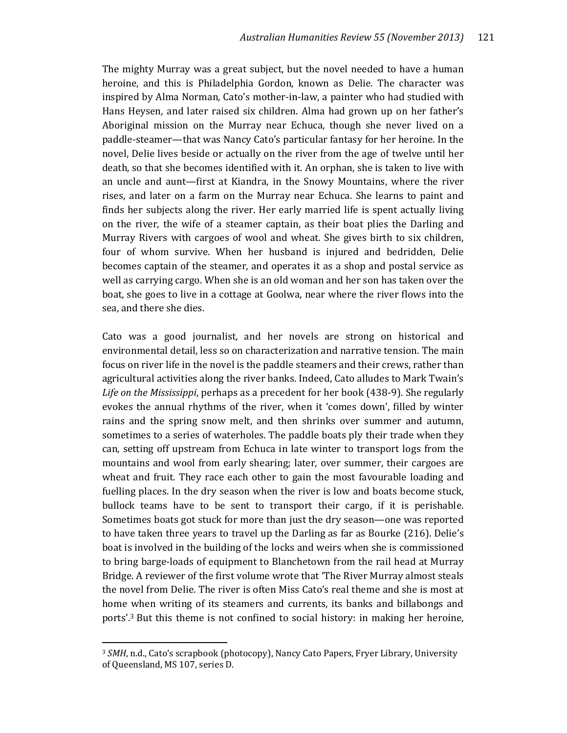The mighty Murray was a great subject, but the novel needed to have a human heroine, and this is Philadelphia Gordon, known as Delie. The character was inspired by Alma Norman, Cato's mother-in-law, a painter who had studied with Hans Heysen, and later raised six children. Alma had grown up on her father's Aboriginal mission on the Murray near Echuca, though she never lived on a paddle-steamer—that was Nancy Cato's particular fantasy for her heroine. In the novel, Delie lives beside or actually on the river from the age of twelve until her death, so that she becomes identified with it. An orphan, she is taken to live with an uncle and aunt—first at Kiandra, in the Snowy Mountains, where the river rises, and later on a farm on the Murray near Echuca. She learns to paint and finds her subjects along the river. Her early married life is spent actually living on the river, the wife of a steamer captain, as their boat plies the Darling and Murray Rivers with cargoes of wool and wheat. She gives birth to six children, four of whom survive. When her husband is injured and bedridden, Delie becomes captain of the steamer, and operates it as a shop and postal service as well as carrying cargo. When she is an old woman and her son has taken over the boat, she goes to live in a cottage at Goolwa, near where the river flows into the sea, and there she dies.

Cato was a good journalist, and her novels are strong on historical and environmental detail, less so on characterization and narrative tension. The main focus on river life in the novel is the paddle steamers and their crews, rather than agricultural activities along the river banks. Indeed, Cato alludes to Mark Twain's *Life on the Mississippi*, perhaps as a precedent for her book (438-9). She regularly evokes the annual rhythms of the river, when it 'comes down', filled by winter rains and the spring snow melt, and then shrinks over summer and autumn, sometimes to a series of waterholes. The paddle boats ply their trade when they can, setting off upstream from Echuca in late winter to transport logs from the mountains and wool from early shearing; later, over summer, their cargoes are wheat and fruit. They race each other to gain the most favourable loading and fuelling places. In the dry season when the river is low and boats become stuck, bullock teams have to be sent to transport their cargo, if it is perishable. Sometimes boats got stuck for more than just the dry season—one was reported to have taken three years to travel up the Darling as far as Bourke (216). Delie's boat is involved in the building of the locks and weirs when she is commissioned to bring barge-loads of equipment to Blanchetown from the rail head at Murray Bridge. A reviewer of the first volume wrote that 'The River Murray almost steals the novel from Delie. The river is often Miss Cato's real theme and she is most at home when writing of its steamers and currents, its banks and billabongs and ports'.[3] But this theme is not confined to social history: in making her heroine,

[3] *SMH*, n.d., Cato's scrapbook (photocopy), Nancy Cato Papers, Fryer Library, University of Queensland, MS 107, series D.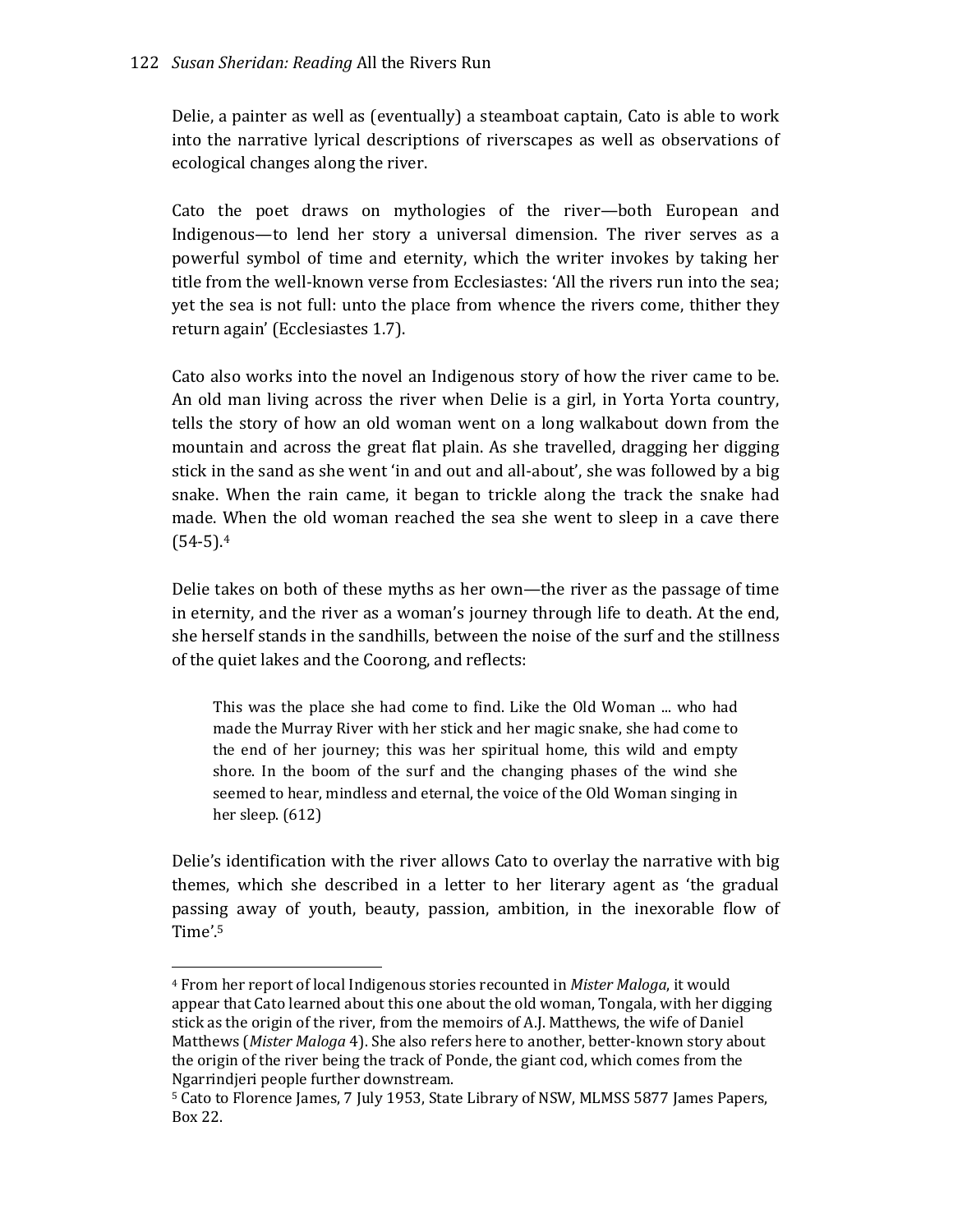Delie, a painter as well as (eventually) a steamboat captain, Cato is able to work into the narrative lyrical descriptions of riverscapes as well as observations of ecological changes along the river.

Cato the poet draws on mythologies of the river—both European and Indigenous—to lend her story a universal dimension. The river serves as a powerful symbol of time and eternity, which the writer invokes by taking her title from the well-known verse from Ecclesiastes: 'All the rivers run into the sea; yet the sea is not full: unto the place from whence the rivers come, thither they return again' (Ecclesiastes 1.7).

Cato also works into the novel an Indigenous story of how the river came to be. An old man living across the river when Delie is a girl, in Yorta Yorta country, tells the story of how an old woman went on a long walkabout down from the mountain and across the great flat plain. As she travelled, dragging her digging stick in the sand as she went 'in and out and all-about', she was followed by a big snake. When the rain came, it began to trickle along the track the snake had made. When the old woman reached the sea she went to sleep in a cave there (54-5).[4]

Delie takes on both of these myths as her own—the river as the passage of time in eternity, and the river as a woman's journey through life to death. At the end, she herself stands in the sandhills, between the noise of the surf and the stillness of the quiet lakes and the Coorong, and reflects:

> This was the place she had come to find. Like the Old Woman ... who had made the Murray River with her stick and her magic snake, she had come to the end of her journey; this was her spiritual home, this wild and empty shore. In the boom of the surf and the changing phases of the wind she seemed to hear, mindless and eternal, the voice of the Old Woman singing in her sleep. (612)

Delie's identification with the river allows Cato to overlay the narrative with big themes, which she described in a letter to her literary agent as 'the gradual passing away of youth, beauty, passion, ambition, in the inexorable flow of Time'.[5]

---

[4] From her report of local Indigenous stories recounted in *Mister Maloga*, it would appear that Cato learned about this one about the old woman, Tongala, with her digging stick as the origin of the river, from the memoirs of A.J. Matthews, the wife of Daniel Matthews (*Mister Maloga* 4). She also refers here to another, better-known story about the origin of the river being the track of Ponde, the giant cod, which comes from the Ngarrindjeri people further downstream.

[5] Cato to Florence James, 7 July 1953, State Library of NSW, MLMSS 5877 James Papers, Box 22.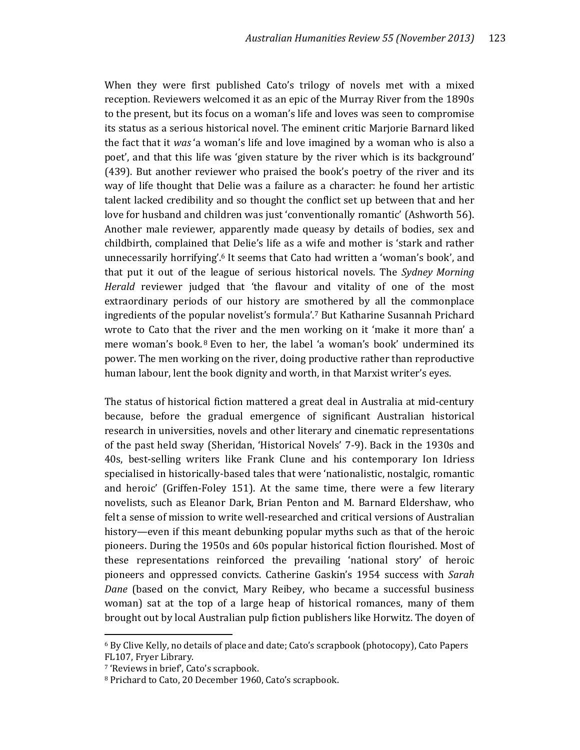When they were first published Cato's trilogy of novels met with a mixed reception. Reviewers welcomed it as an epic of the Murray River from the 1890s to the present, but its focus on a woman's life and loves was seen to compromise its status as a serious historical novel. The eminent critic Marjorie Barnard liked the fact that it *was* 'a woman's life and love imagined by a woman who is also a poet', and that this life was 'given stature by the river which is its background' (439). But another reviewer who praised the book's poetry of the river and its way of life thought that Delie was a failure as a character: he found her artistic talent lacked credibility and so thought the conflict set up between that and her love for husband and children was just 'conventionally romantic' (Ashworth 56). Another male reviewer, apparently made queasy by details of bodies, sex and childbirth, complained that Delie's life as a wife and mother is 'stark and rather unnecessarily horrifying'.[6] It seems that Cato had written a 'woman's book', and that put it out of the league of serious historical novels. The *Sydney Morning Herald* reviewer judged that 'the flavour and vitality of one of the most extraordinary periods of our history are smothered by all the commonplace ingredients of the popular novelist's formula'.[7] But Katharine Susannah Prichard wrote to Cato that the river and the men working on it 'make it more than' a mere woman's book.[8] Even to her, the label 'a woman's book' undermined its power. The men working on the river, doing productive rather than reproductive human labour, lent the book dignity and worth, in that Marxist writer's eyes.

The status of historical fiction mattered a great deal in Australia at mid-century because, before the gradual emergence of significant Australian historical research in universities, novels and other literary and cinematic representations of the past held sway (Sheridan, 'Historical Novels' 7-9). Back in the 1930s and 40s, best-selling writers like Frank Clune and his contemporary Ion Idriess specialised in historically-based tales that were 'nationalistic, nostalgic, romantic and heroic' (Griffen-Foley 151). At the same time, there were a few literary novelists, such as Eleanor Dark, Brian Penton and M. Barnard Eldershaw, who felt a sense of mission to write well-researched and critical versions of Australian history—even if this meant debunking popular myths such as that of the heroic pioneers. During the 1950s and 60s popular historical fiction flourished. Most of these representations reinforced the prevailing 'national story' of heroic pioneers and oppressed convicts. Catherine Gaskin's 1954 success with *Sarah Dane* (based on the convict, Mary Reibey, who became a successful business woman) sat at the top of a large heap of historical romances, many of them brought out by local Australian pulp fiction publishers like Horwitz. The doyen of

---

[6] By Clive Kelly, no details of place and date; Cato's scrapbook (photocopy), Cato Papers FL107, Fryer Library.

[7] 'Reviews in brief', Cato's scrapbook.

[8] Prichard to Cato, 20 December 1960, Cato's scrapbook.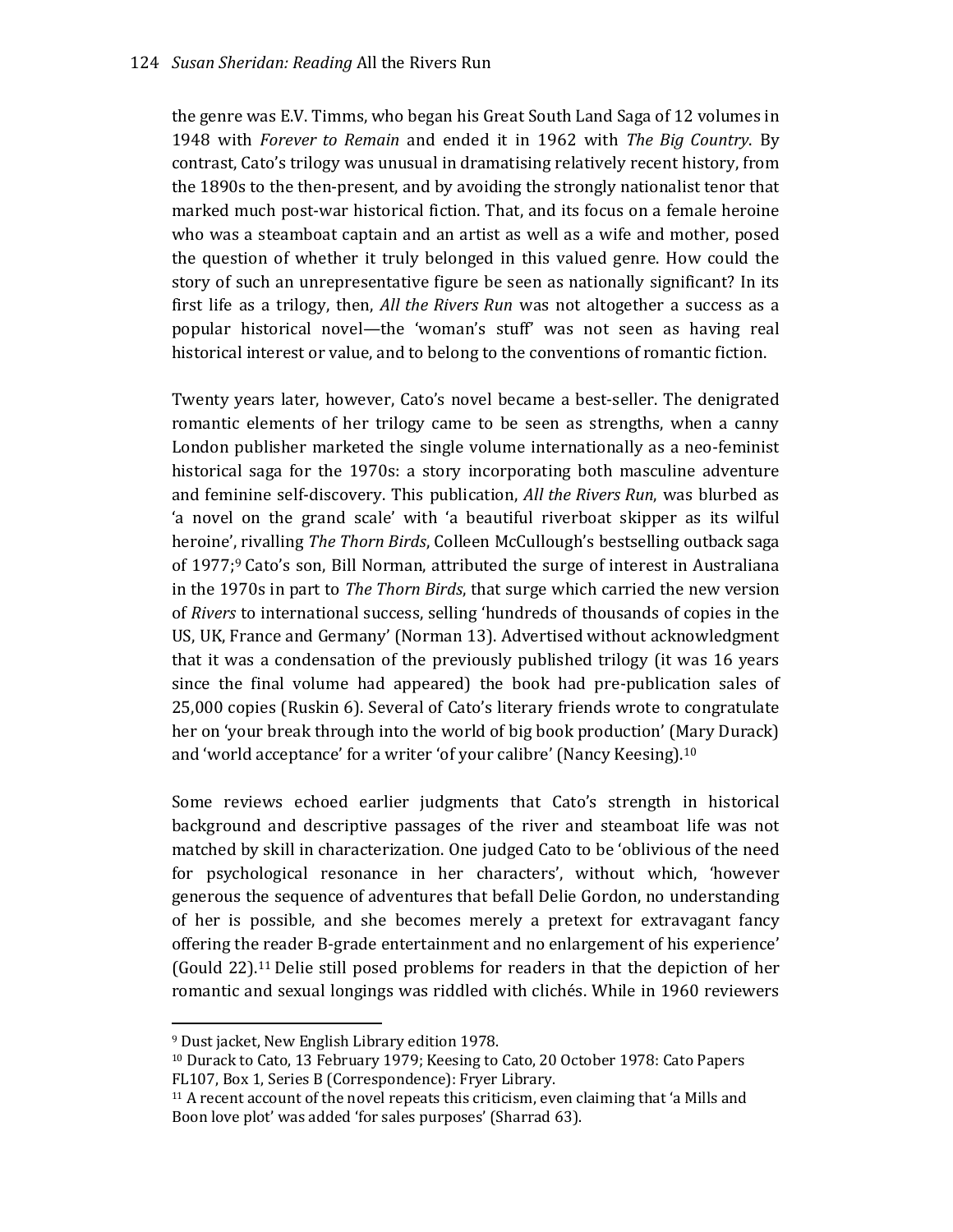the genre was E.V. Timms, who began his Great South Land Saga of 12 volumes in 1948 with *Forever to Remain* and ended it in 1962 with *The Big Country*. By contrast, Cato's trilogy was unusual in dramatising relatively recent history, from the 1890s to the then-present, and by avoiding the strongly nationalist tenor that marked much post-war historical fiction. That, and its focus on a female heroine who was a steamboat captain and an artist as well as a wife and mother, posed the question of whether it truly belonged in this valued genre. How could the story of such an unrepresentative figure be seen as nationally significant? In its first life as a trilogy, then, *All the Rivers Run* was not altogether a success as a popular historical novel—the 'woman's stuff' was not seen as having real historical interest or value, and to belong to the conventions of romantic fiction.

Twenty years later, however, Cato's novel became a best-seller. The denigrated romantic elements of her trilogy came to be seen as strengths, when a canny London publisher marketed the single volume internationally as a neo-feminist historical saga for the 1970s: a story incorporating both masculine adventure and feminine self-discovery. This publication, *All the Rivers Run*, was blurbed as 'a novel on the grand scale' with 'a beautiful riverboat skipper as its wilful heroine', rivalling *The Thorn Birds*, Colleen McCullough's bestselling outback saga of 1977;[9] Cato's son, Bill Norman, attributed the surge of interest in Australiana in the 1970s in part to *The Thorn Birds*, that surge which carried the new version of *Rivers* to international success, selling 'hundreds of thousands of copies in the US, UK, France and Germany' (Norman 13). Advertised without acknowledgment that it was a condensation of the previously published trilogy (it was 16 years since the final volume had appeared) the book had pre-publication sales of 25,000 copies (Ruskin 6). Several of Cato's literary friends wrote to congratulate her on 'your break through into the world of big book production' (Mary Durack) and 'world acceptance' for a writer 'of your calibre' (Nancy Keesing).[10]

Some reviews echoed earlier judgments that Cato's strength in historical background and descriptive passages of the river and steamboat life was not matched by skill in characterization. One judged Cato to be 'oblivious of the need for psychological resonance in her characters', without which, 'however generous the sequence of adventures that befall Delie Gordon, no understanding of her is possible, and she becomes merely a pretext for extravagant fancy offering the reader B-grade entertainment and no enlargement of his experience' (Gould 22).[11] Delie still posed problems for readers in that the depiction of her romantic and sexual longings was riddled with clichés. While in 1960 reviewers

---

[9] Dust jacket, New English Library edition 1978.

[10] Durack to Cato, 13 February 1979; Keesing to Cato, 20 October 1978: Cato Papers FL107, Box 1, Series B (Correspondence): Fryer Library.

[11] A recent account of the novel repeats this criticism, even claiming that 'a Mills and Boon love plot' was added 'for sales purposes' (Sharrad 63).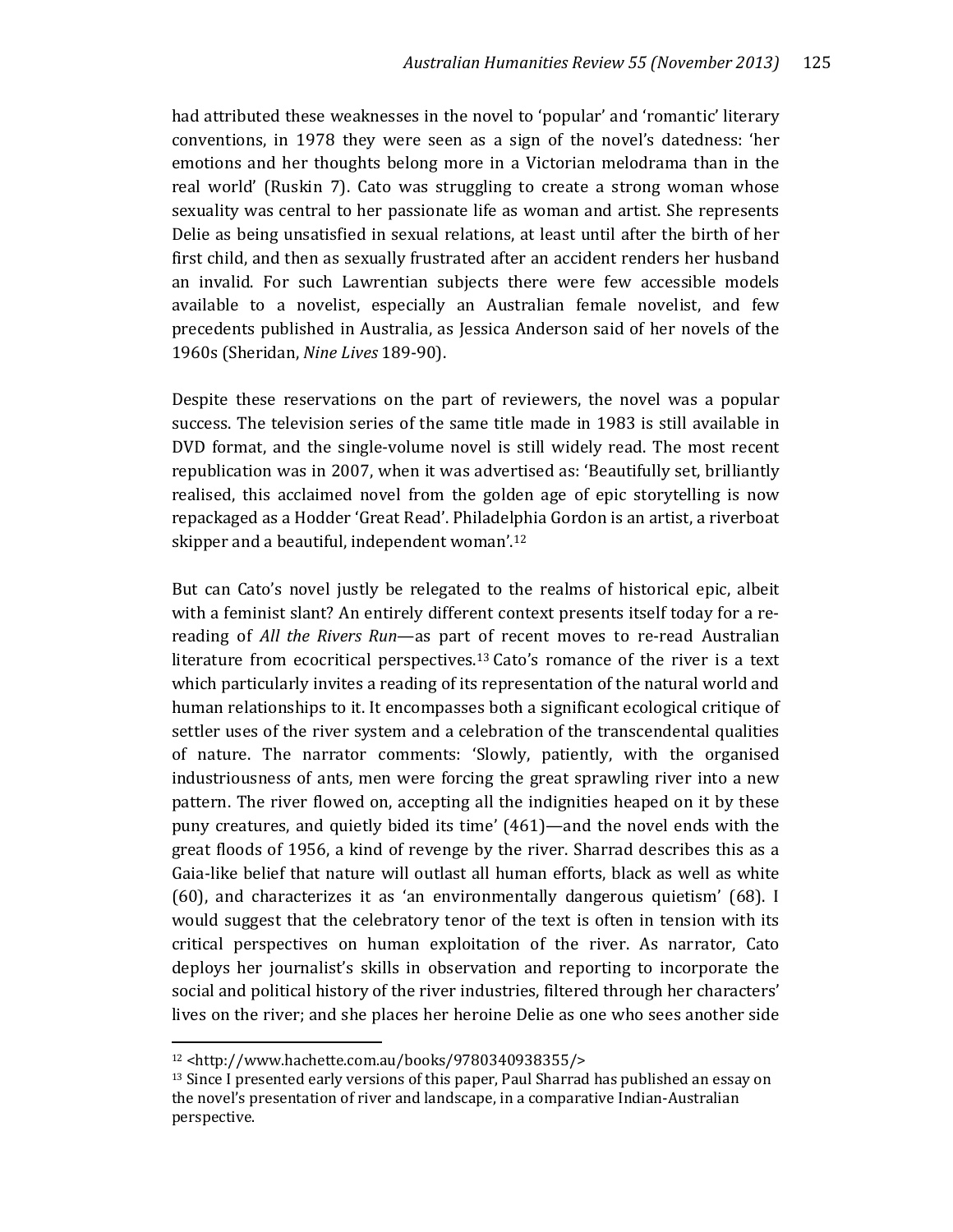had attributed these weaknesses in the novel to 'popular' and 'romantic' literary conventions, in 1978 they were seen as a sign of the novel's datedness: 'her emotions and her thoughts belong more in a Victorian melodrama than in the real world' (Ruskin 7). Cato was struggling to create a strong woman whose sexuality was central to her passionate life as woman and artist. She represents Delie as being unsatisfied in sexual relations, at least until after the birth of her first child, and then as sexually frustrated after an accident renders her husband an invalid. For such Lawrentian subjects there were few accessible models available to a novelist, especially an Australian female novelist, and few precedents published in Australia, as Jessica Anderson said of her novels of the 1960s (Sheridan, *Nine Lives* 189-90).

Despite these reservations on the part of reviewers, the novel was a popular success. The television series of the same title made in 1983 is still available in DVD format, and the single-volume novel is still widely read. The most recent republication was in 2007, when it was advertised as: 'Beautifully set, brilliantly realised, this acclaimed novel from the golden age of epic storytelling is now repackaged as a Hodder 'Great Read'. Philadelphia Gordon is an artist, a riverboat skipper and a beautiful, independent woman'.[12]

But can Cato's novel justly be relegated to the realms of historical epic, albeit with a feminist slant? An entirely different context presents itself today for a re-reading of *All the Rivers Run*—as part of recent moves to re-read Australian literature from ecocritical perspectives.[13] Cato's romance of the river is a text which particularly invites a reading of its representation of the natural world and human relationships to it. It encompasses both a significant ecological critique of settler uses of the river system and a celebration of the transcendental qualities of nature. The narrator comments: 'Slowly, patiently, with the organised industriousness of ants, men were forcing the great sprawling river into a new pattern. The river flowed on, accepting all the indignities heaped on it by these puny creatures, and quietly bided its time' (461)—and the novel ends with the great floods of 1956, a kind of revenge by the river. Sharrad describes this as a Gaia-like belief that nature will outlast all human efforts, black as well as white (60), and characterizes it as 'an environmentally dangerous quietism' (68). I would suggest that the celebratory tenor of the text is often in tension with its critical perspectives on human exploitation of the river. As narrator, Cato deploys her journalist's skills in observation and reporting to incorporate the social and political history of the river industries, filtered through her characters' lives on the river; and she places her heroine Delie as one who sees another side

[12] <http://www.hachette.com.au/books/9780340938355/>

[13] Since I presented early versions of this paper, Paul Sharrad has published an essay on the novel's presentation of river and landscape, in a comparative Indian-Australian perspective.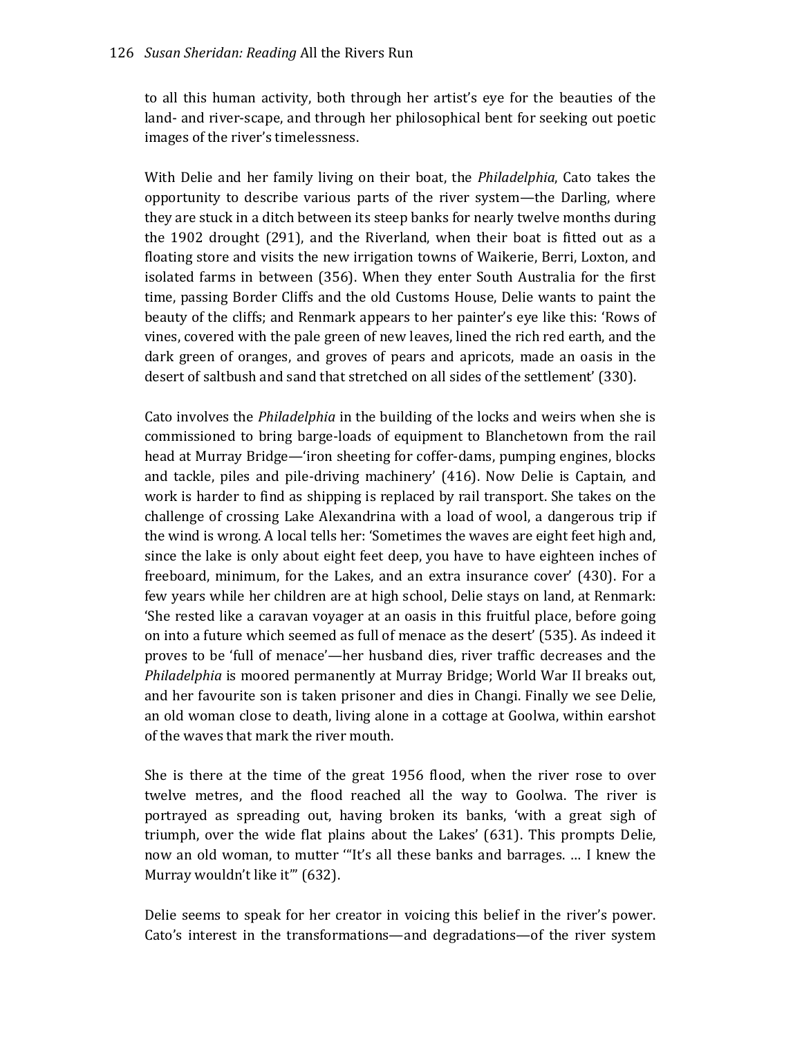to all this human activity, both through her artist's eye for the beauties of the land- and river-scape, and through her philosophical bent for seeking out poetic images of the river's timelessness.

With Delie and her family living on their boat, the *Philadelphia*, Cato takes the opportunity to describe various parts of the river system—the Darling, where they are stuck in a ditch between its steep banks for nearly twelve months during the 1902 drought (291), and the Riverland, when their boat is fitted out as a floating store and visits the new irrigation towns of Waikerie, Berri, Loxton, and isolated farms in between (356). When they enter South Australia for the first time, passing Border Cliffs and the old Customs House, Delie wants to paint the beauty of the cliffs; and Renmark appears to her painter's eye like this: 'Rows of vines, covered with the pale green of new leaves, lined the rich red earth, and the dark green of oranges, and groves of pears and apricots, made an oasis in the desert of saltbush and sand that stretched on all sides of the settlement' (330).

Cato involves the *Philadelphia* in the building of the locks and weirs when she is commissioned to bring barge-loads of equipment to Blanchetown from the rail head at Murray Bridge—'iron sheeting for coffer-dams, pumping engines, blocks and tackle, piles and pile-driving machinery' (416). Now Delie is Captain, and work is harder to find as shipping is replaced by rail transport. She takes on the challenge of crossing Lake Alexandrina with a load of wool, a dangerous trip if the wind is wrong. A local tells her: 'Sometimes the waves are eight feet high and, since the lake is only about eight feet deep, you have to have eighteen inches of freeboard, minimum, for the Lakes, and an extra insurance cover' (430). For a few years while her children are at high school, Delie stays on land, at Renmark: 'She rested like a caravan voyager at an oasis in this fruitful place, before going on into a future which seemed as full of menace as the desert' (535). As indeed it proves to be 'full of menace'—her husband dies, river traffic decreases and the *Philadelphia* is moored permanently at Murray Bridge; World War II breaks out, and her favourite son is taken prisoner and dies in Changi. Finally we see Delie, an old woman close to death, living alone in a cottage at Goolwa, within earshot of the waves that mark the river mouth.

She is there at the time of the great 1956 flood, when the river rose to over twelve metres, and the flood reached all the way to Goolwa. The river is portrayed as spreading out, having broken its banks, 'with a great sigh of triumph, over the wide flat plains about the Lakes' (631). This prompts Delie, now an old woman, to mutter '"It's all these banks and barrages. … I knew the Murray wouldn't like it"' (632).

Delie seems to speak for her creator in voicing this belief in the river's power. Cato's interest in the transformations—and degradations—of the river system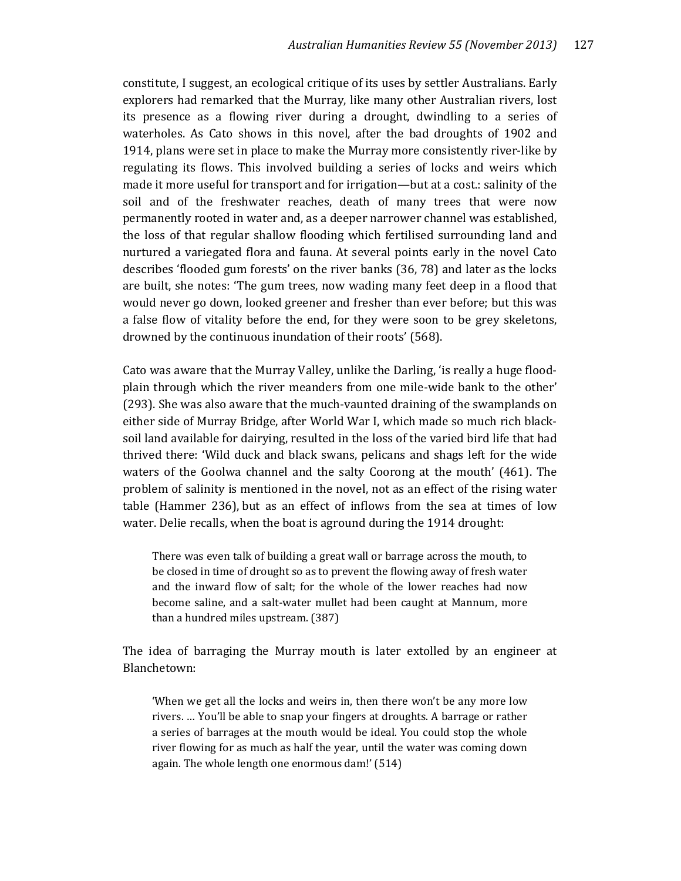constitute, I suggest, an ecological critique of its uses by settler Australians. Early explorers had remarked that the Murray, like many other Australian rivers, lost its presence as a flowing river during a drought, dwindling to a series of waterholes. As Cato shows in this novel, after the bad droughts of 1902 and 1914, plans were set in place to make the Murray more consistently river-like by regulating its flows. This involved building a series of locks and weirs which made it more useful for transport and for irrigation—but at a cost.: salinity of the soil and of the freshwater reaches, death of many trees that were now permanently rooted in water and, as a deeper narrower channel was established, the loss of that regular shallow flooding which fertilised surrounding land and nurtured a variegated flora and fauna. At several points early in the novel Cato describes 'flooded gum forests' on the river banks (36, 78) and later as the locks are built, she notes: 'The gum trees, now wading many feet deep in a flood that would never go down, looked greener and fresher than ever before; but this was a false flow of vitality before the end, for they were soon to be grey skeletons, drowned by the continuous inundation of their roots' (568).

Cato was aware that the Murray Valley, unlike the Darling, 'is really a huge flood-plain through which the river meanders from one mile-wide bank to the other' (293). She was also aware that the much-vaunted draining of the swamplands on either side of Murray Bridge, after World War I, which made so much rich black-soil land available for dairying, resulted in the loss of the varied bird life that had thrived there: 'Wild duck and black swans, pelicans and shags left for the wide waters of the Goolwa channel and the salty Coorong at the mouth' (461). The problem of salinity is mentioned in the novel, not as an effect of the rising water table (Hammer 236), but as an effect of inflows from the sea at times of low water. Delie recalls, when the boat is aground during the 1914 drought:

> There was even talk of building a great wall or barrage across the mouth, to be closed in time of drought so as to prevent the flowing away of fresh water and the inward flow of salt; for the whole of the lower reaches had now become saline, and a salt-water mullet had been caught at Mannum, more than a hundred miles upstream. (387)

The idea of barraging the Murray mouth is later extolled by an engineer at Blanchetown:

> 'When we get all the locks and weirs in, then there won't be any more low rivers. … You'll be able to snap your fingers at droughts. A barrage or rather a series of barrages at the mouth would be ideal. You could stop the whole river flowing for as much as half the year, until the water was coming down again. The whole length one enormous dam!' (514)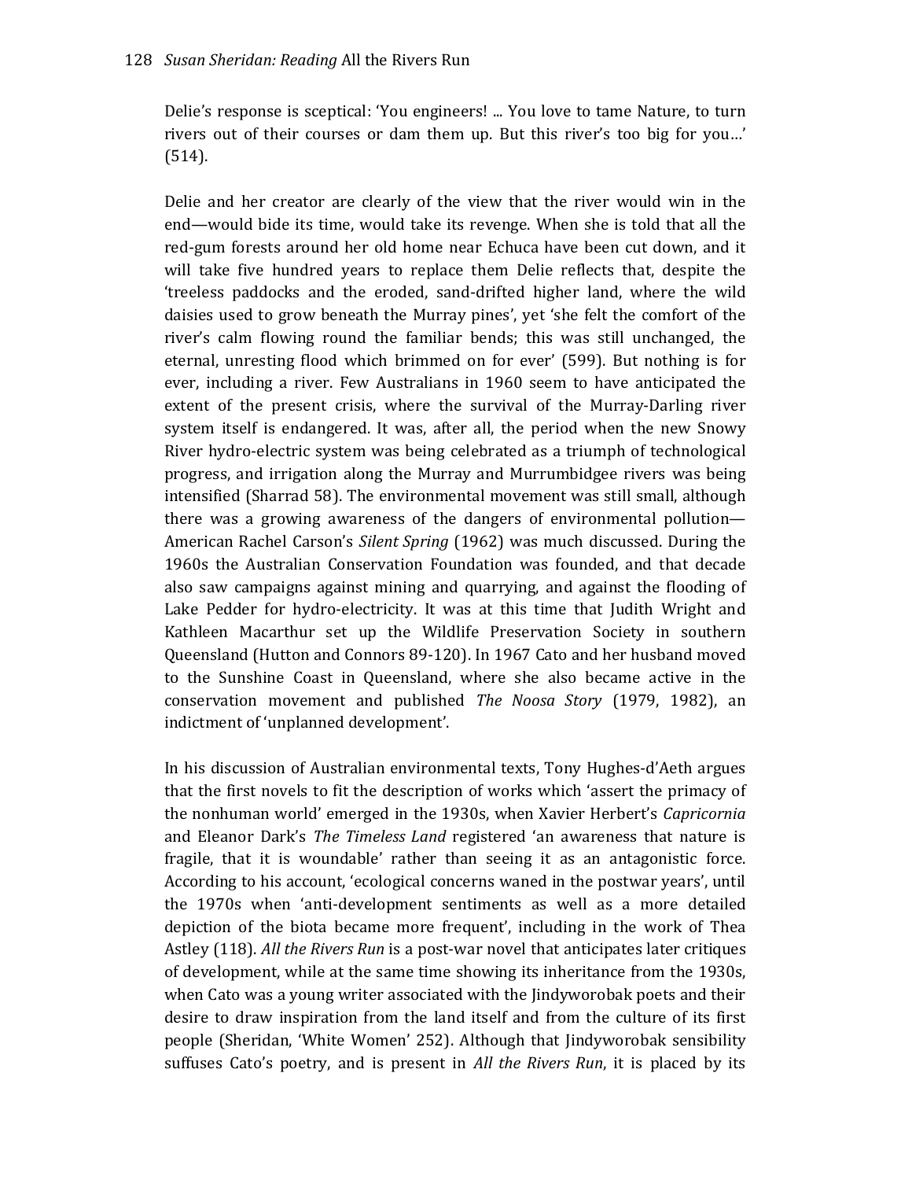Delie's response is sceptical: 'You engineers! ... You love to tame Nature, to turn rivers out of their courses or dam them up. But this river's too big for you…' (514).

Delie and her creator are clearly of the view that the river would win in the end—would bide its time, would take its revenge. When she is told that all the red-gum forests around her old home near Echuca have been cut down, and it will take five hundred years to replace them Delie reflects that, despite the 'treeless paddocks and the eroded, sand-drifted higher land, where the wild daisies used to grow beneath the Murray pines', yet 'she felt the comfort of the river's calm flowing round the familiar bends; this was still unchanged, the eternal, unresting flood which brimmed on for ever' (599). But nothing is for ever, including a river. Few Australians in 1960 seem to have anticipated the extent of the present crisis, where the survival of the Murray-Darling river system itself is endangered. It was, after all, the period when the new Snowy River hydro-electric system was being celebrated as a triumph of technological progress, and irrigation along the Murray and Murrumbidgee rivers was being intensified (Sharrad 58). The environmental movement was still small, although there was a growing awareness of the dangers of environmental pollution—American Rachel Carson's *Silent Spring* (1962) was much discussed. During the 1960s the Australian Conservation Foundation was founded, and that decade also saw campaigns against mining and quarrying, and against the flooding of Lake Pedder for hydro-electricity. It was at this time that Judith Wright and Kathleen Macarthur set up the Wildlife Preservation Society in southern Queensland (Hutton and Connors 89-120). In 1967 Cato and her husband moved to the Sunshine Coast in Queensland, where she also became active in the conservation movement and published *The Noosa Story* (1979, 1982), an indictment of 'unplanned development'.

In his discussion of Australian environmental texts, Tony Hughes-d'Aeth argues that the first novels to fit the description of works which 'assert the primacy of the nonhuman world' emerged in the 1930s, when Xavier Herbert's *Capricornia* and Eleanor Dark's *The Timeless Land* registered 'an awareness that nature is fragile, that it is woundable' rather than seeing it as an antagonistic force. According to his account, 'ecological concerns waned in the postwar years', until the 1970s when 'anti-development sentiments as well as a more detailed depiction of the biota became more frequent', including in the work of Thea Astley (118). *All the Rivers Run* is a post-war novel that anticipates later critiques of development, while at the same time showing its inheritance from the 1930s, when Cato was a young writer associated with the Jindyworobak poets and their desire to draw inspiration from the land itself and from the culture of its first people (Sheridan, 'White Women' 252). Although that Jindyworobak sensibility suffuses Cato's poetry, and is present in *All the Rivers Run*, it is placed by its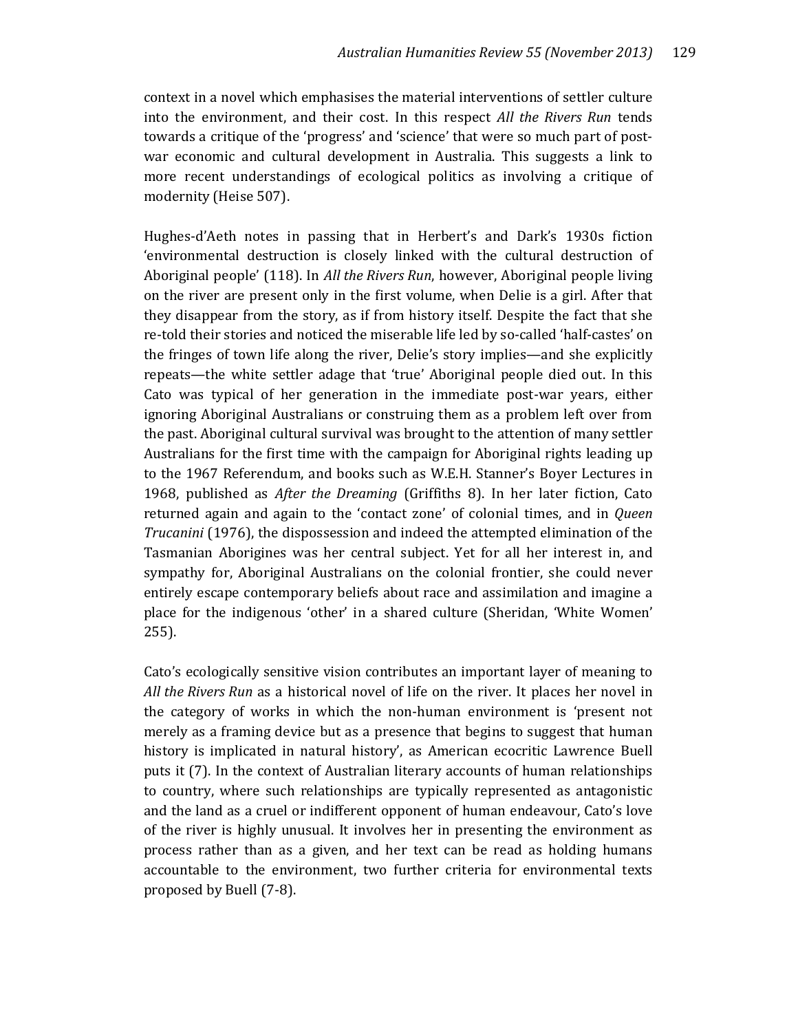context in a novel which emphasises the material interventions of settler culture into the environment, and their cost. In this respect *All the Rivers Run* tends towards a critique of the 'progress' and 'science' that were so much part of post-war economic and cultural development in Australia. This suggests a link to more recent understandings of ecological politics as involving a critique of modernity (Heise 507).

Hughes-d'Aeth notes in passing that in Herbert's and Dark's 1930s fiction 'environmental destruction is closely linked with the cultural destruction of Aboriginal people' (118). In *All the Rivers Run*, however, Aboriginal people living on the river are present only in the first volume, when Delie is a girl. After that they disappear from the story, as if from history itself. Despite the fact that she re-told their stories and noticed the miserable life led by so-called 'half-castes' on the fringes of town life along the river, Delie's story implies—and she explicitly repeats—the white settler adage that 'true' Aboriginal people died out. In this Cato was typical of her generation in the immediate post-war years, either ignoring Aboriginal Australians or construing them as a problem left over from the past. Aboriginal cultural survival was brought to the attention of many settler Australians for the first time with the campaign for Aboriginal rights leading up to the 1967 Referendum, and books such as W.E.H. Stanner's Boyer Lectures in 1968, published as *After the Dreaming* (Griffiths 8). In her later fiction, Cato returned again and again to the 'contact zone' of colonial times, and in *Queen Trucanini* (1976), the dispossession and indeed the attempted elimination of the Tasmanian Aborigines was her central subject. Yet for all her interest in, and sympathy for, Aboriginal Australians on the colonial frontier, she could never entirely escape contemporary beliefs about race and assimilation and imagine a place for the indigenous 'other' in a shared culture (Sheridan, 'White Women' 255).

Cato's ecologically sensitive vision contributes an important layer of meaning to *All the Rivers Run* as a historical novel of life on the river. It places her novel in the category of works in which the non-human environment is 'present not merely as a framing device but as a presence that begins to suggest that human history is implicated in natural history', as American ecocritic Lawrence Buell puts it (7). In the context of Australian literary accounts of human relationships to country, where such relationships are typically represented as antagonistic and the land as a cruel or indifferent opponent of human endeavour, Cato's love of the river is highly unusual. It involves her in presenting the environment as process rather than as a given, and her text can be read as holding humans accountable to the environment, two further criteria for environmental texts proposed by Buell (7-8).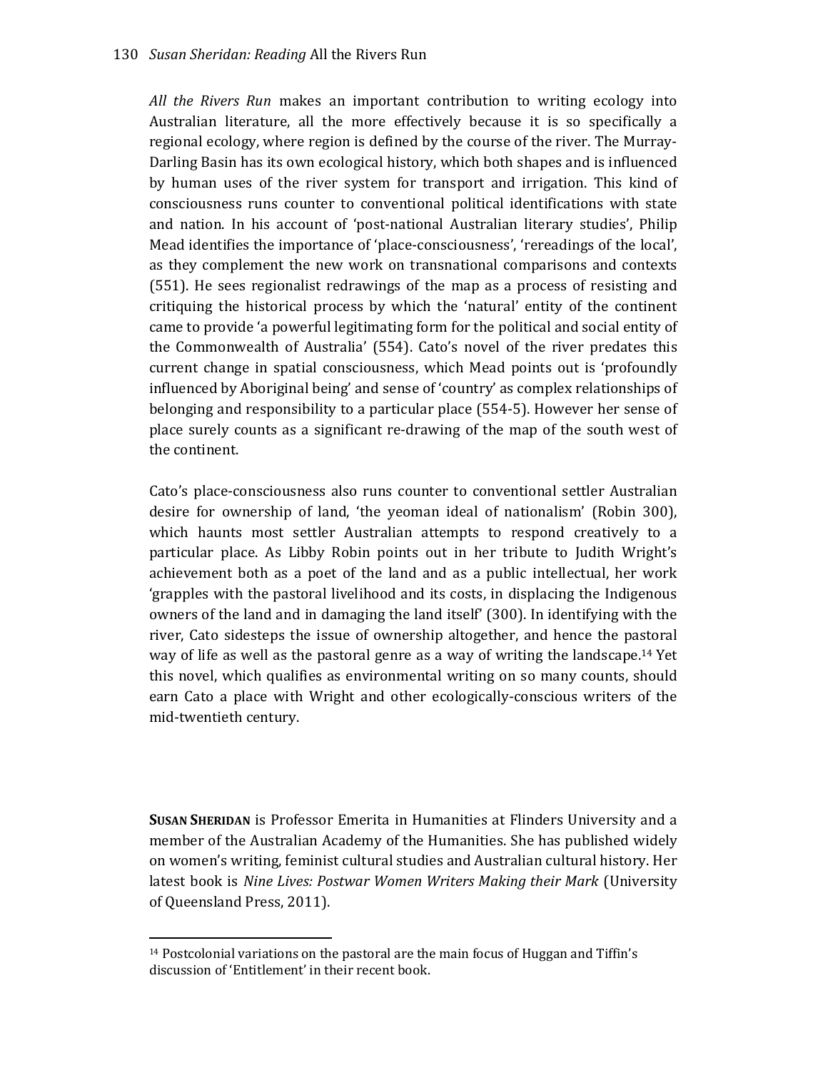*All the Rivers Run* makes an important contribution to writing ecology into Australian literature, all the more effectively because it is so specifically a regional ecology, where region is defined by the course of the river. The Murray-Darling Basin has its own ecological history, which both shapes and is influenced by human uses of the river system for transport and irrigation. This kind of consciousness runs counter to conventional political identifications with state and nation. In his account of 'post-national Australian literary studies', Philip Mead identifies the importance of 'place-consciousness', 'rereadings of the local', as they complement the new work on transnational comparisons and contexts (551). He sees regionalist redrawings of the map as a process of resisting and critiquing the historical process by which the 'natural' entity of the continent came to provide 'a powerful legitimating form for the political and social entity of the Commonwealth of Australia' (554). Cato's novel of the river predates this current change in spatial consciousness, which Mead points out is 'profoundly influenced by Aboriginal being' and sense of 'country' as complex relationships of belonging and responsibility to a particular place (554-5). However her sense of place surely counts as a significant re-drawing of the map of the south west of the continent.

Cato's place-consciousness also runs counter to conventional settler Australian desire for ownership of land, 'the yeoman ideal of nationalism' (Robin 300), which haunts most settler Australian attempts to respond creatively to a particular place. As Libby Robin points out in her tribute to Judith Wright's achievement both as a poet of the land and as a public intellectual, her work 'grapples with the pastoral livelihood and its costs, in displacing the Indigenous owners of the land and in damaging the land itself' (300). In identifying with the river, Cato sidesteps the issue of ownership altogether, and hence the pastoral way of life as well as the pastoral genre as a way of writing the landscape.[14] Yet this novel, which qualifies as environmental writing on so many counts, should earn Cato a place with Wright and other ecologically-conscious writers of the mid-twentieth century.

**SUSAN SHERIDAN** is Professor Emerita in Humanities at Flinders University and a member of the Australian Academy of the Humanities. She has published widely on women's writing, feminist cultural studies and Australian cultural history. Her latest book is *Nine Lives: Postwar Women Writers Making their Mark* (University of Queensland Press, 2011).

---

[14] Postcolonial variations on the pastoral are the main focus of Huggan and Tiffin's discussion of 'Entitlement' in their recent book.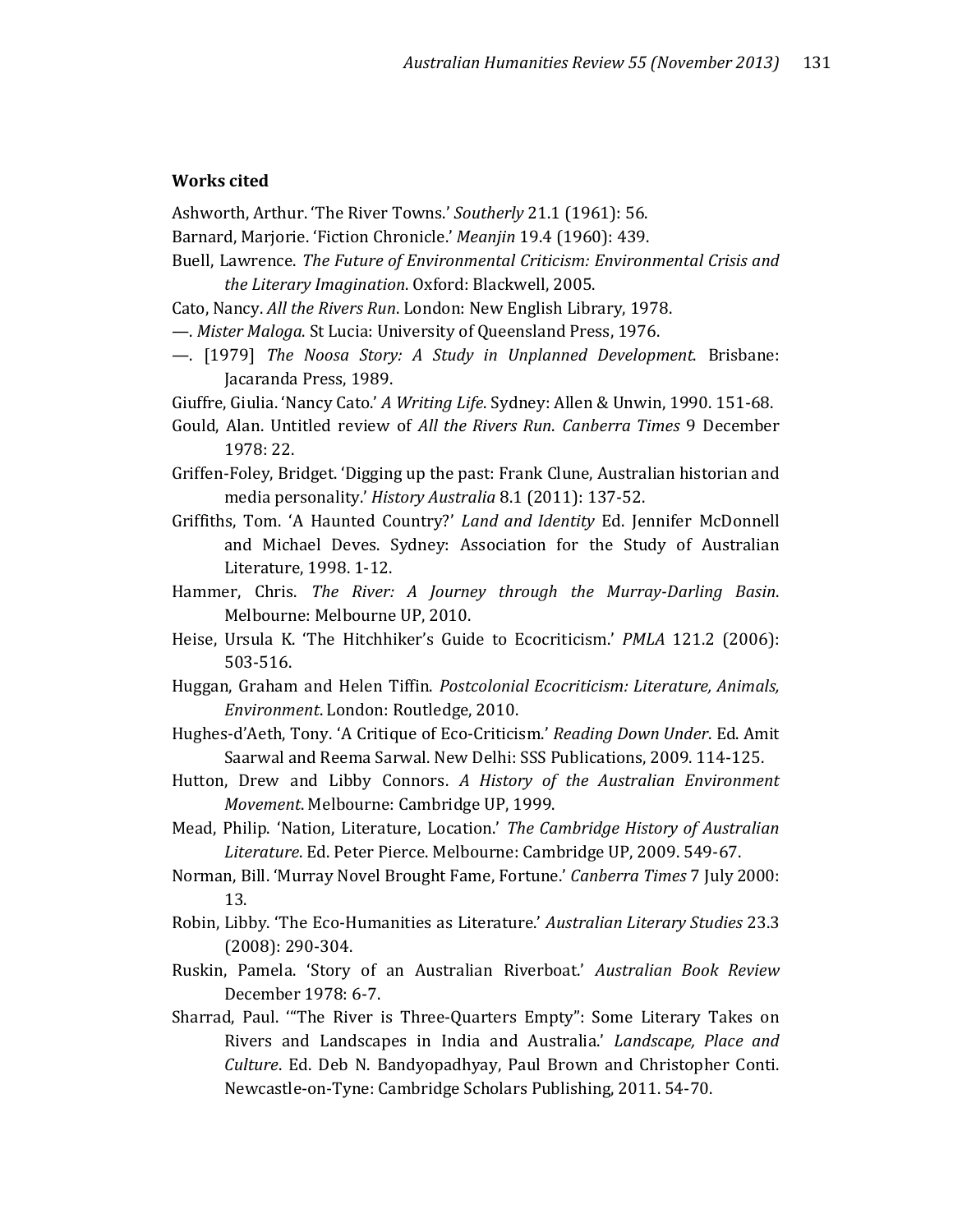**Works cited**

Ashworth, Arthur. 'The River Towns.' *Southerly* 21.1 (1961): 56.

Barnard, Marjorie. 'Fiction Chronicle.' *Meanjin* 19.4 (1960): 439.

Buell, Lawrence. *The Future of Environmental Criticism: Environmental Crisis and the Literary Imagination*. Oxford: Blackwell, 2005.

Cato, Nancy. *All the Rivers Run*. London: New English Library, 1978.

—. *Mister Maloga*. St Lucia: University of Queensland Press, 1976.

—. [1979] *The Noosa Story: A Study in Unplanned Development*. Brisbane: Jacaranda Press, 1989.

Giuffre, Giulia. 'Nancy Cato.' *A Writing Life*. Sydney: Allen & Unwin, 1990. 151-68.

Gould, Alan. Untitled review of *All the Rivers Run*. *Canberra Times* 9 December 1978: 22.

Griffen-Foley, Bridget. 'Digging up the past: Frank Clune, Australian historian and media personality.' *History Australia* 8.1 (2011): 137-52.

Griffiths, Tom. 'A Haunted Country?' *Land and Identity* Ed. Jennifer McDonnell and Michael Deves. Sydney: Association for the Study of Australian Literature, 1998. 1-12.

Hammer, Chris. *The River: A Journey through the Murray-Darling Basin*. Melbourne: Melbourne UP, 2010.

Heise, Ursula K. 'The Hitchhiker's Guide to Ecocriticism.' *PMLA* 121.2 (2006): 503-516.

Huggan, Graham and Helen Tiffin. *Postcolonial Ecocriticism: Literature, Animals, Environment*. London: Routledge, 2010.

Hughes-d'Aeth, Tony. 'A Critique of Eco-Criticism.' *Reading Down Under*. Ed. Amit Saarwal and Reema Sarwal. New Delhi: SSS Publications, 2009. 114-125.

Hutton, Drew and Libby Connors. *A History of the Australian Environment Movement*. Melbourne: Cambridge UP, 1999.

Mead, Philip. 'Nation, Literature, Location.' *The Cambridge History of Australian Literature*. Ed. Peter Pierce. Melbourne: Cambridge UP, 2009. 549-67.

Norman, Bill. 'Murray Novel Brought Fame, Fortune.' *Canberra Times* 7 July 2000: 13.

Robin, Libby. 'The Eco-Humanities as Literature.' *Australian Literary Studies* 23.3 (2008): 290-304.

Ruskin, Pamela. 'Story of an Australian Riverboat.' *Australian Book Review* December 1978: 6-7.

Sharrad, Paul. '"The River is Three-Quarters Empty": Some Literary Takes on Rivers and Landscapes in India and Australia.' *Landscape, Place and Culture*. Ed. Deb N. Bandyopadhyay, Paul Brown and Christopher Conti. Newcastle-on-Tyne: Cambridge Scholars Publishing, 2011. 54-70.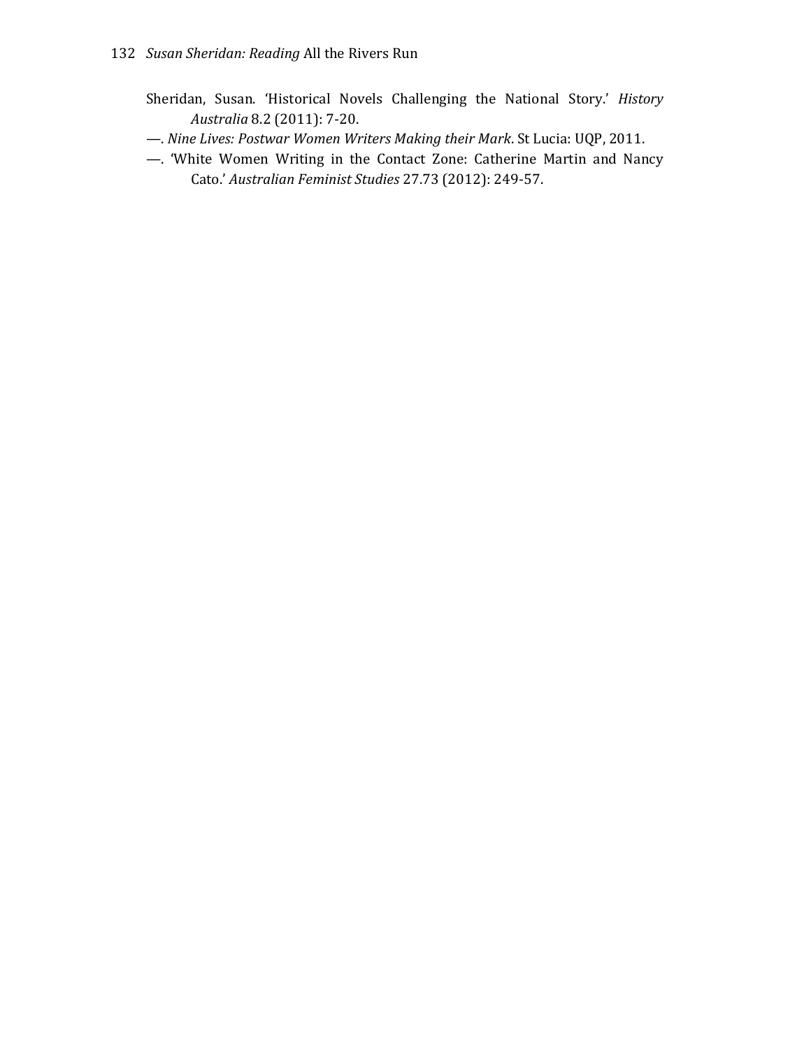Sheridan, Susan. 'Historical Novels Challenging the National Story.' *History Australia* 8.2 (2011): 7-20.

—. *Nine Lives: Postwar Women Writers Making their Mark*. St Lucia: UQP, 2011.

—. 'White Women Writing in the Contact Zone: Catherine Martin and Nancy Cato.' *Australian Feminist Studies* 27.73 (2012): 249-57.